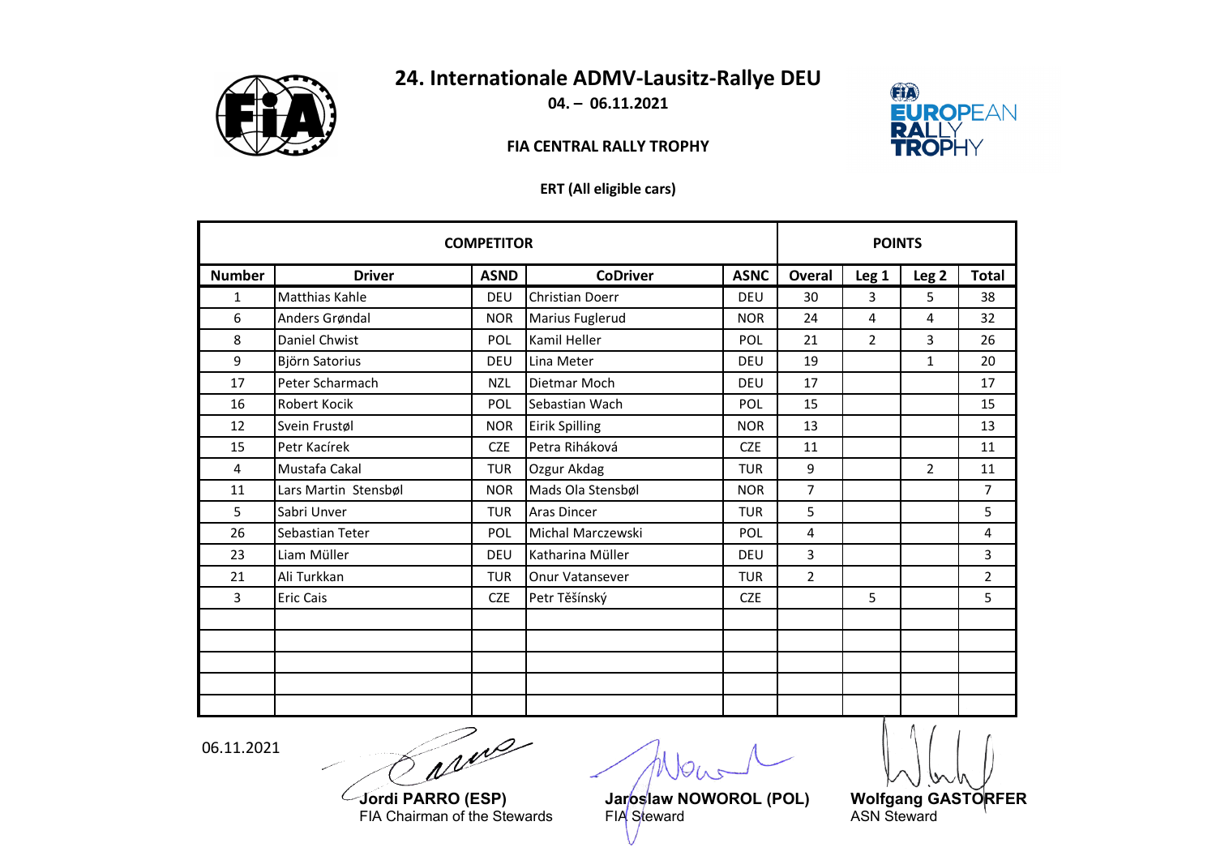# 24. Internationale ADMV-Lausitz-Rallye DEU

**04. – 06.11.2021**

**FIA CENTRAL RALLY TROPHY**

**ERT (All eligible cars)**

| COMPETITOR | | | | | POINTS | | | |
|---|---|---|---|---|---|---|---|---|
| **Number** | **Driver** | **ASND** | **CoDriver** | **ASNC** | **Overal** | **Leg 1** | **Leg 2** | **Total** |
| 1 | Matthias Kahle | DEU | Christian Doerr | DEU | 30 | 3 | 5 | 38 |
| 6 | Anders Grøndal | NOR | Marius Fuglerud | NOR | 24 | 4 | 4 | 32 |
| 8 | Daniel Chwist | POL | Kamil Heller | POL | 21 | 2 | 3 | 26 |
| 9 | Björn Satorius | DEU | Lina Meter | DEU | 19 | | 1 | 20 |
| 17 | Peter Scharmach | NZL | Dietmar Moch | DEU | 17 | | | 17 |
| 16 | Robert Kocik | POL | Sebastian Wach | POL | 15 | | | 15 |
| 12 | Svein Frustøl | NOR | Eirik Spilling | NOR | 13 | | | 13 |
| 15 | Petr Kacírek | CZE | Petra Riháková | CZE | 11 | | | 11 |
| 4 | Mustafa Cakal | TUR | Ozgur Akdag | TUR | 9 | | 2 | 11 |
| 11 | Lars Martin Stensbøl | NOR | Mads Ola Stensbøl | NOR | 7 | | | 7 |
| 5 | Sabri Unver | TUR | Aras Dincer | TUR | 5 | | | 5 |
| 26 | Sebastian Teter | POL | Michal Marczewski | POL | 4 | | | 4 |
| 23 | Liam Müller | DEU | Katharina Müller | DEU | 3 | | | 3 |
| 21 | Ali Turkkan | TUR | Onur Vatansever | TUR | 2 | | | 2 |
| 3 | Eric Cais | CZE | Petr Těšínský | CZE | | 5 | | 5 |

06.11.2021

**Jordi PARRO (ESP)**
FIA Chairman of the Stewards

**Jaroslaw NOWOROL (POL)**
FIA Steward

**Wolfgang GASTORFER**
ASN Steward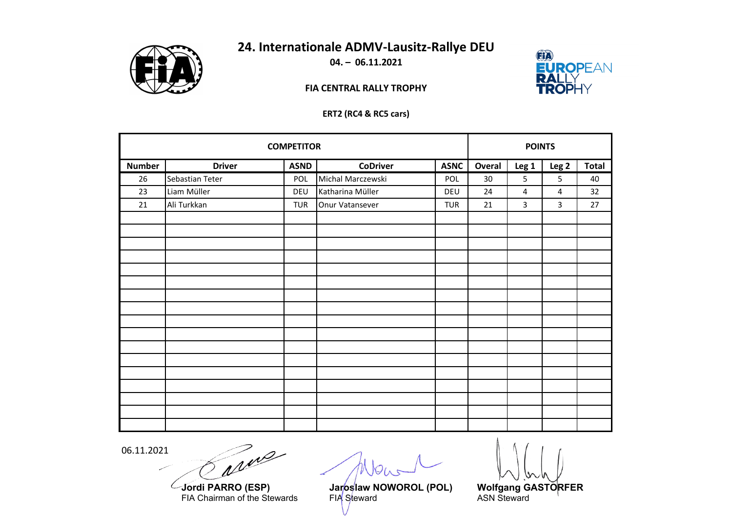# 24. Internationale ADMV-Lausitz-Rallye DEU

**04. – 06.11.2021**

**FIA CENTRAL RALLY TROPHY**

**ERT2 (RC4 & RC5 cars)**

| COMPETITOR | | | | | POINTS | | | |
|---|---|---|---|---|---|---|---|---|
| **Number** | **Driver** | **ASND** | **CoDriver** | **ASNC** | **Overal** | **Leg 1** | **Leg 2** | **Total** |
| 26 | Sebastian Teter | POL | Michal Marczewski | POL | 30 | 5 | 5 | 40 |
| 23 | Liam Müller | DEU | Katharina Müller | DEU | 24 | 4 | 4 | 32 |
| 21 | Ali Turkkan | TUR | Onur Vatansever | TUR | 21 | 3 | 3 | 27 |

06.11.2021

**Jordi PARRO (ESP)**
FIA Chairman of the Stewards

**Jaroslaw NOWOROL (POL)**
FIA Steward

**Wolfgang GASTORFER**
ASN Steward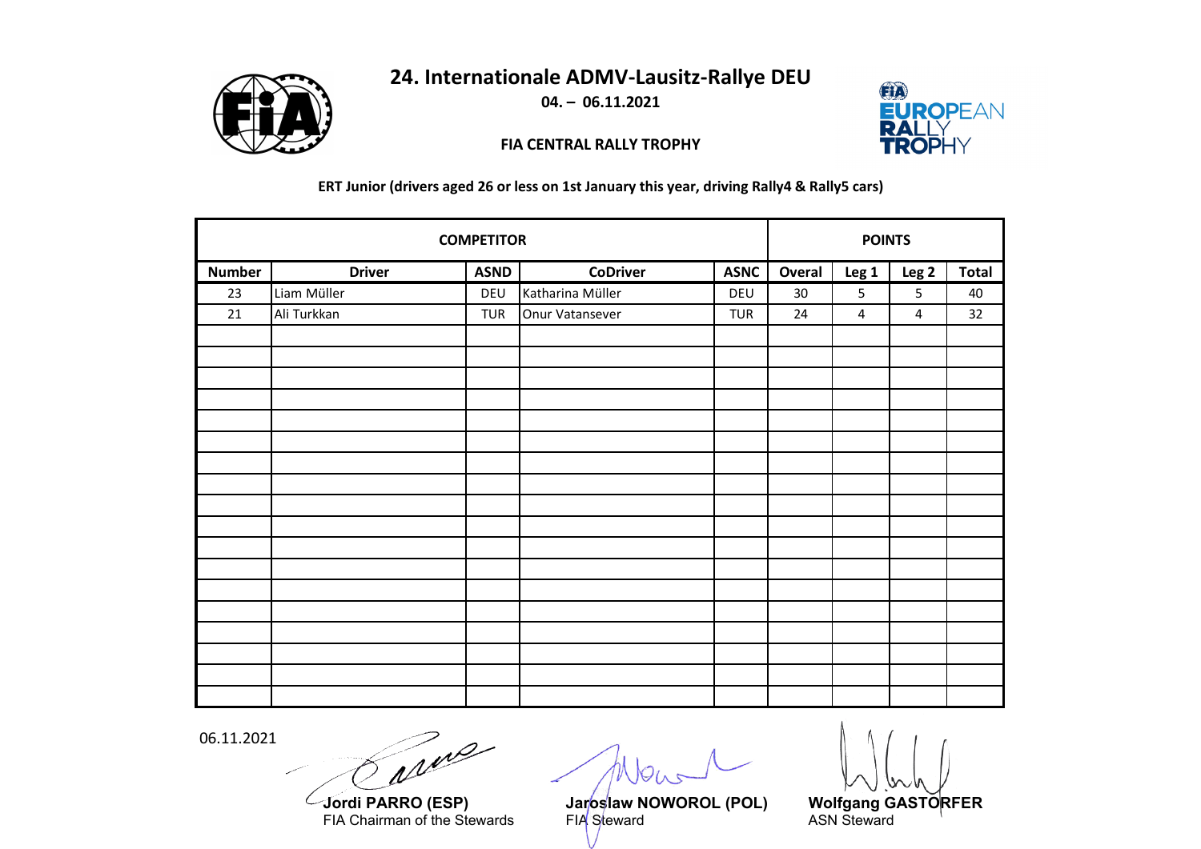# 24. Internationale ADMV-Lausitz-Rallye DEU

**04. – 06.11.2021**

**FIA CENTRAL RALLY TROPHY**

**ERT Junior (drivers aged 26 or less on 1st January this year, driving Rally4 & Rally5 cars)**

| COMPETITOR | | | | | POINTS | | | |
|---|---|---|---|---|---|---|---|---|
| **Number** | **Driver** | **ASND** | **CoDriver** | **ASNC** | **Overal** | **Leg 1** | **Leg 2** | **Total** |
| 23 | Liam Müller | DEU | Katharina Müller | DEU | 30 | 5 | 5 | 40 |
| 21 | Ali Turkkan | TUR | Onur Vatansever | TUR | 24 | 4 | 4 | 32 |

06.11.2021

**Jordi PARRO (ESP)**
FIA Chairman of the Stewards

**Jaroslaw NOWOROL (POL)**
FIA Steward

**Wolfgang GASTORFER**
ASN Steward